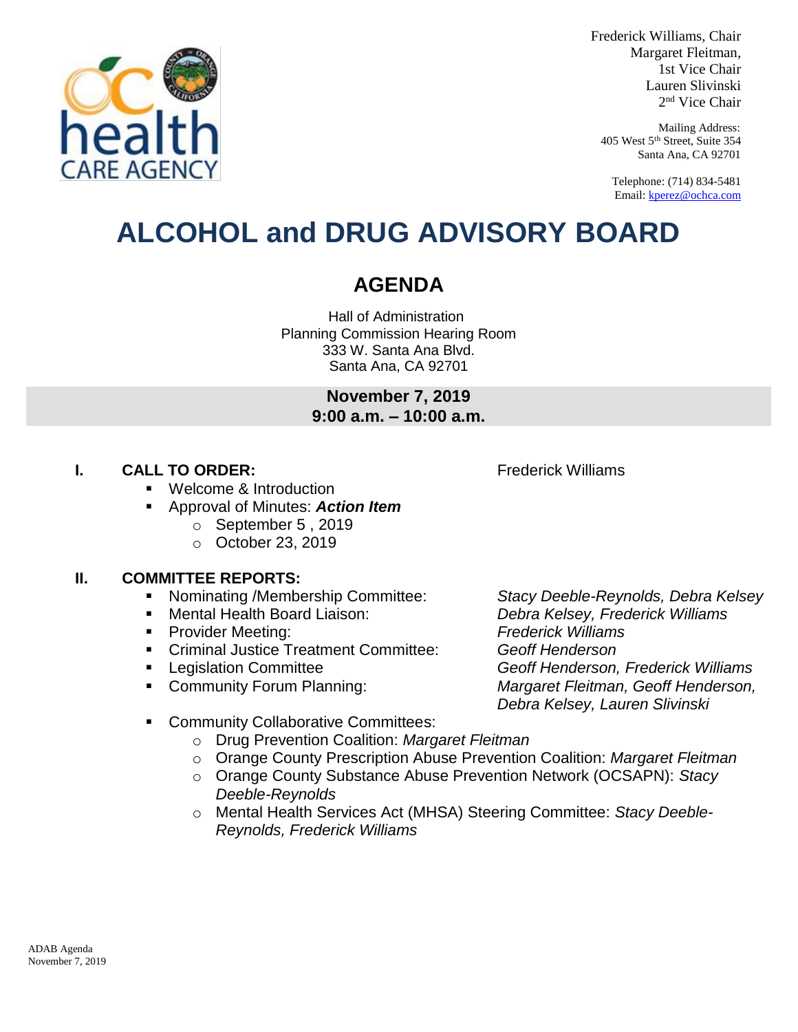Frederick Williams, Chair
Margaret Fleitman,
1st Vice Chair
Lauren Slivinski
2nd Vice Chair

Mailing Address:
405 West 5th Street, Suite 354
Santa Ana, CA 92701

Telephone: (714) 834-5481
Email: kperez@ochca.com

# ALCOHOL and DRUG ADVISORY BOARD

## AGENDA

Hall of Administration
Planning Commission Hearing Room
333 W. Santa Ana Blvd.
Santa Ana, CA 92701

**November 7, 2019**
**9:00 a.m. – 10:00 a.m.**

### I. CALL TO ORDER: Frederick Williams

- Welcome & Introduction
- Approval of Minutes: ***Action Item***
  - September 5 , 2019
  - October 23, 2019

### II. COMMITTEE REPORTS:

- Nominating /Membership Committee: *Stacy Deeble-Reynolds, Debra Kelsey*
- Mental Health Board Liaison: *Debra Kelsey, Frederick Williams*
- Provider Meeting: *Frederick Williams*
- Criminal Justice Treatment Committee: *Geoff Henderson*
- Legislation Committee *Geoff Henderson, Frederick Williams*
- Community Forum Planning: *Margaret Fleitman, Geoff Henderson, Debra Kelsey, Lauren Slivinski*
- Community Collaborative Committees:
  - Drug Prevention Coalition: *Margaret Fleitman*
  - Orange County Prescription Abuse Prevention Coalition: *Margaret Fleitman*
  - Orange County Substance Abuse Prevention Network (OCSAPN): *Stacy Deeble-Reynolds*
  - Mental Health Services Act (MHSA) Steering Committee: *Stacy Deeble-Reynolds, Frederick Williams*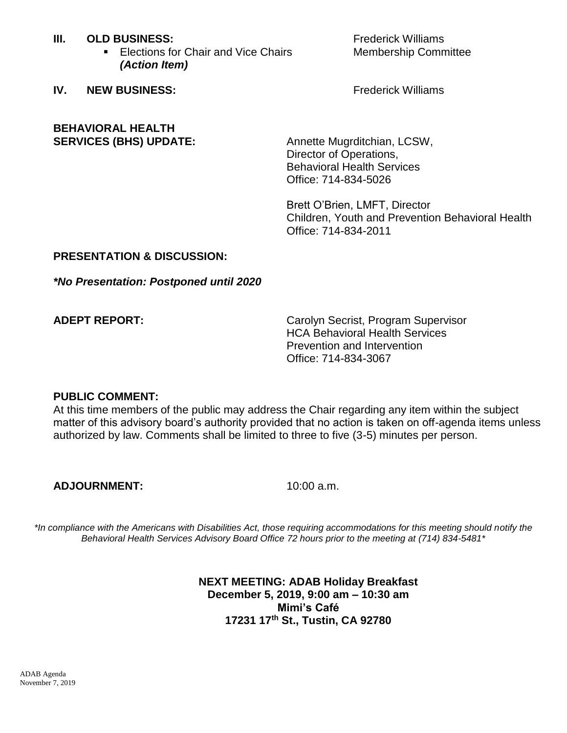**III. OLD BUSINESS:** Frederick Williams

- Elections for Chair and Vice Chairs ***(Action Item)*** Membership Committee

**IV. NEW BUSINESS:** Frederick Williams

**BEHAVIORAL HEALTH SERVICES (BHS) UPDATE:**

Annette Mugrditchian, LCSW,
Director of Operations,
Behavioral Health Services
Office: 714-834-5026

Brett O'Brien, LMFT, Director
Children, Youth and Prevention Behavioral Health
Office: 714-834-2011

**PRESENTATION & DISCUSSION:**

***\*No Presentation: Postponed until 2020***

**ADEPT REPORT:**

Carolyn Secrist, Program Supervisor
HCA Behavioral Health Services
Prevention and Intervention
Office: 714-834-3067

**PUBLIC COMMENT:**

At this time members of the public may address the Chair regarding any item within the subject matter of this advisory board's authority provided that no action is taken on off-agenda items unless authorized by law. Comments shall be limited to three to five (3-5) minutes per person.

**ADJOURNMENT:** 10:00 a.m.

*\*In compliance with the Americans with Disabilities Act, those requiring accommodations for this meeting should notify the Behavioral Health Services Advisory Board Office 72 hours prior to the meeting at (714) 834-5481\**

**NEXT MEETING: ADAB Holiday Breakfast**
**December 5, 2019, 9:00 am – 10:30 am**
**Mimi's Café**
**17231 17th St., Tustin, CA 92780**

ADAB Agenda
November 7, 2019